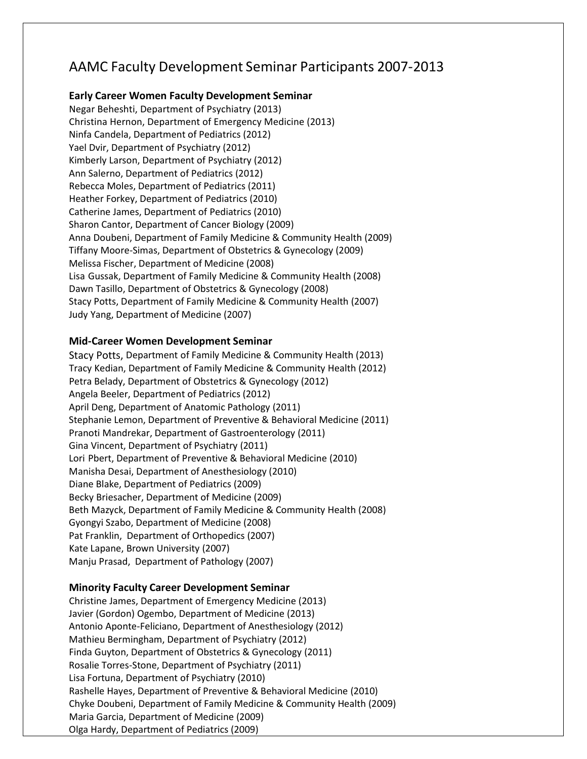# AAMC Faculty Development Seminar Participants 2007-2013

**Early Career Women Faculty Development Seminar**

Negar Beheshti, Department of Psychiatry (2013)
Christina Hernon, Department of Emergency Medicine (2013)
Ninfa Candela, Department of Pediatrics (2012)
Yael Dvir, Department of Psychiatry (2012)
Kimberly Larson, Department of Psychiatry (2012)
Ann Salerno, Department of Pediatrics (2012)
Rebecca Moles, Department of Pediatrics (2011)
Heather Forkey, Department of Pediatrics (2010)
Catherine James, Department of Pediatrics (2010)
Sharon Cantor, Department of Cancer Biology (2009)
Anna Doubeni, Department of Family Medicine & Community Health (2009)
Tiffany Moore-Simas, Department of Obstetrics & Gynecology (2009)
Melissa Fischer, Department of Medicine (2008)
Lisa Gussak, Department of Family Medicine & Community Health (2008)
Dawn Tasillo, Department of Obstetrics & Gynecology (2008)
Stacy Potts, Department of Family Medicine & Community Health (2007)
Judy Yang, Department of Medicine (2007)

**Mid-Career Women Development Seminar**

Stacy Potts, Department of Family Medicine & Community Health (2013)
Tracy Kedian, Department of Family Medicine & Community Health (2012)
Petra Belady, Department of Obstetrics & Gynecology (2012)
Angela Beeler, Department of Pediatrics (2012)
April Deng, Department of Anatomic Pathology (2011)
Stephanie Lemon, Department of Preventive & Behavioral Medicine (2011)
Pranoti Mandrekar, Department of Gastroenterology (2011)
Gina Vincent, Department of Psychiatry (2011)
Lori Pbert, Department of Preventive & Behavioral Medicine (2010)
Manisha Desai, Department of Anesthesiology (2010)
Diane Blake, Department of Pediatrics (2009)
Becky Briesacher, Department of Medicine (2009)
Beth Mazyck, Department of Family Medicine & Community Health (2008)
Gyongyi Szabo, Department of Medicine (2008)
Pat Franklin, Department of Orthopedics (2007)
Kate Lapane, Brown University (2007)
Manju Prasad, Department of Pathology (2007)

**Minority Faculty Career Development Seminar**

Christine James, Department of Emergency Medicine (2013)
Javier (Gordon) Ogembo, Department of Medicine (2013)
Antonio Aponte-Feliciano, Department of Anesthesiology (2012)
Mathieu Bermingham, Department of Psychiatry (2012)
Finda Guyton, Department of Obstetrics & Gynecology (2011)
Rosalie Torres-Stone, Department of Psychiatry (2011)
Lisa Fortuna, Department of Psychiatry (2010)
Rashelle Hayes, Department of Preventive & Behavioral Medicine (2010)
Chyke Doubeni, Department of Family Medicine & Community Health (2009)
Maria Garcia, Department of Medicine (2009)
Olga Hardy, Department of Pediatrics (2009)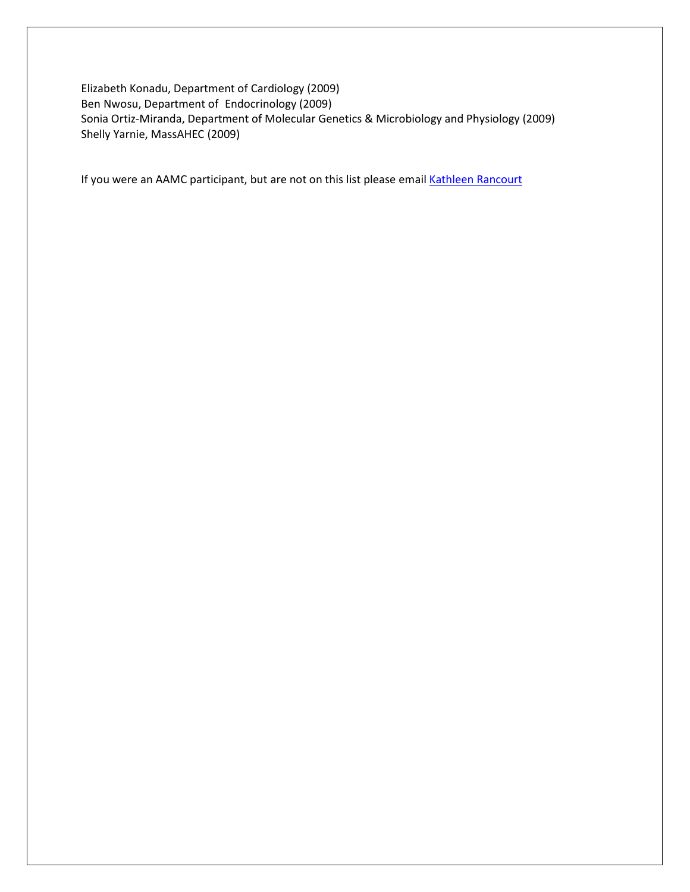Elizabeth Konadu, Department of Cardiology (2009)
Ben Nwosu, Department of Endocrinology (2009)
Sonia Ortiz-Miranda, Department of Molecular Genetics & Microbiology and Physiology (2009)
Shelly Yarnie, MassAHEC (2009)

If you were an AAMC participant, but are not on this list please email Kathleen Rancourt